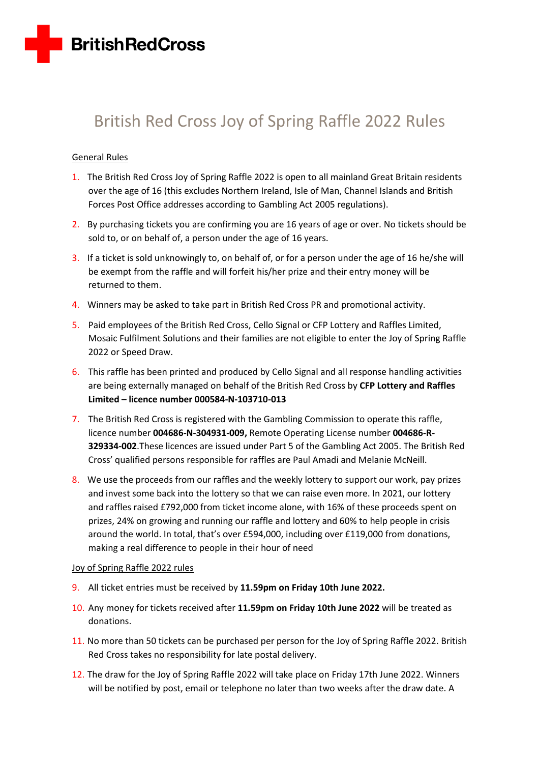**BritishRedCross**

# British Red Cross Joy of Spring Raffle 2022 Rules

## General Rules

1. The British Red Cross Joy of Spring Raffle 2022 is open to all mainland Great Britain residents over the age of 16 (this excludes Northern Ireland, Isle of Man, Channel Islands and British Forces Post Office addresses according to Gambling Act 2005 regulations).
2. By purchasing tickets you are confirming you are 16 years of age or over. No tickets should be sold to, or on behalf of, a person under the age of 16 years.
3. If a ticket is sold unknowingly to, on behalf of, or for a person under the age of 16 he/she will be exempt from the raffle and will forfeit his/her prize and their entry money will be returned to them.
4. Winners may be asked to take part in British Red Cross PR and promotional activity.
5. Paid employees of the British Red Cross, Cello Signal or CFP Lottery and Raffles Limited, Mosaic Fulfilment Solutions and their families are not eligible to enter the Joy of Spring Raffle 2022 or Speed Draw.
6. This raffle has been printed and produced by Cello Signal and all response handling activities are being externally managed on behalf of the British Red Cross by **CFP Lottery and Raffles Limited – licence number 000584-N-103710-013**
7. The British Red Cross is registered with the Gambling Commission to operate this raffle, licence number **004686-N-304931-009,** Remote Operating License number **004686-R-329334-002**.These licences are issued under Part 5 of the Gambling Act 2005. The British Red Cross' qualified persons responsible for raffles are Paul Amadi and Melanie McNeill.
8. We use the proceeds from our raffles and the weekly lottery to support our work, pay prizes and invest some back into the lottery so that we can raise even more. In 2021, our lottery and raffles raised £792,000 from ticket income alone, with 16% of these proceeds spent on prizes, 24% on growing and running our raffle and lottery and 60% to help people in crisis around the world. In total, that's over £594,000, including over £119,000 from donations, making a real difference to people in their hour of need

## Joy of Spring Raffle 2022 rules

9. All ticket entries must be received by **11.59pm on Friday 10th June 2022.**
10. Any money for tickets received after **11.59pm on Friday 10th June 2022** will be treated as donations.
11. No more than 50 tickets can be purchased per person for the Joy of Spring Raffle 2022. British Red Cross takes no responsibility for late postal delivery.
12. The draw for the Joy of Spring Raffle 2022 will take place on Friday 17th June 2022. Winners will be notified by post, email or telephone no later than two weeks after the draw date. A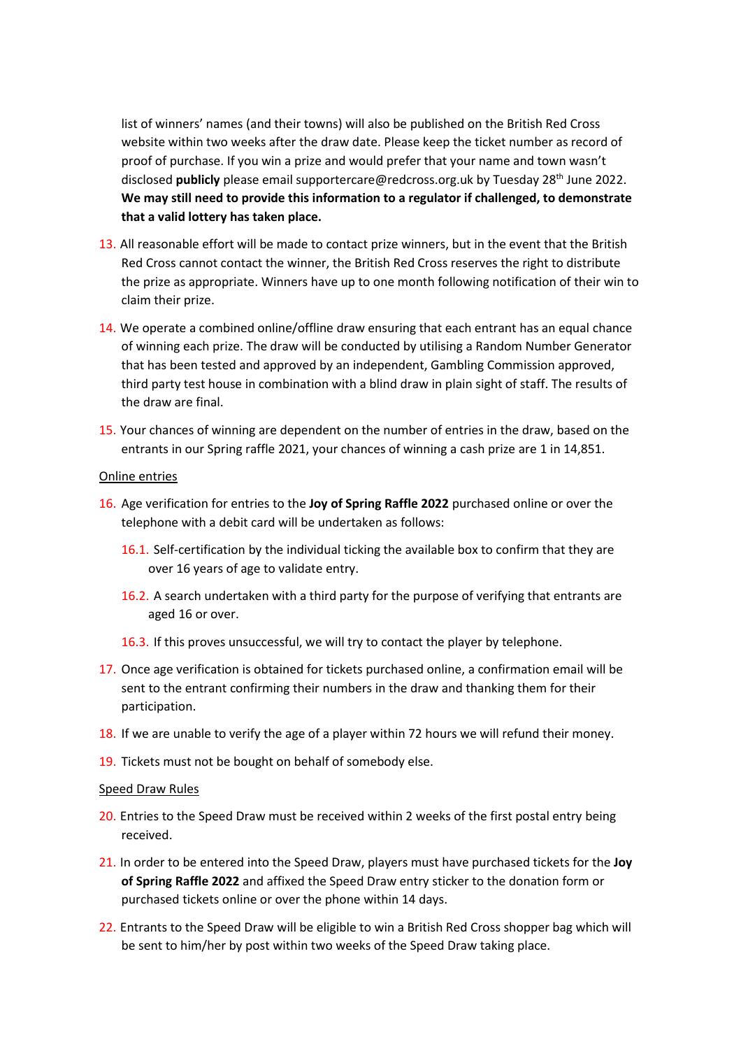list of winners' names (and their towns) will also be published on the British Red Cross website within two weeks after the draw date. Please keep the ticket number as record of proof of purchase. If you win a prize and would prefer that your name and town wasn't disclosed **publicly** please email supportercare@redcross.org.uk by Tuesday 28th June 2022. **We may still need to provide this information to a regulator if challenged, to demonstrate that a valid lottery has taken place.**

13. All reasonable effort will be made to contact prize winners, but in the event that the British Red Cross cannot contact the winner, the British Red Cross reserves the right to distribute the prize as appropriate. Winners have up to one month following notification of their win to claim their prize.

14. We operate a combined online/offline draw ensuring that each entrant has an equal chance of winning each prize. The draw will be conducted by utilising a Random Number Generator that has been tested and approved by an independent, Gambling Commission approved, third party test house in combination with a blind draw in plain sight of staff. The results of the draw are final.

15. Your chances of winning are dependent on the number of entries in the draw, based on the entrants in our Spring raffle 2021, your chances of winning a cash prize are 1 in 14,851.

<u>Online entries</u>

16. Age verification for entries to the **Joy of Spring Raffle 2022** purchased online or over the telephone with a debit card will be undertaken as follows:

    16.1. Self-certification by the individual ticking the available box to confirm that they are over 16 years of age to validate entry.

    16.2. A search undertaken with a third party for the purpose of verifying that entrants are aged 16 or over.

    16.3. If this proves unsuccessful, we will try to contact the player by telephone.

17. Once age verification is obtained for tickets purchased online, a confirmation email will be sent to the entrant confirming their numbers in the draw and thanking them for their participation.

18. If we are unable to verify the age of a player within 72 hours we will refund their money.

19. Tickets must not be bought on behalf of somebody else.

<u>Speed Draw Rules</u>

20. Entries to the Speed Draw must be received within 2 weeks of the first postal entry being received.

21. In order to be entered into the Speed Draw, players must have purchased tickets for the **Joy of Spring Raffle 2022** and affixed the Speed Draw entry sticker to the donation form or purchased tickets online or over the phone within 14 days.

22. Entrants to the Speed Draw will be eligible to win a British Red Cross shopper bag which will be sent to him/her by post within two weeks of the Speed Draw taking place.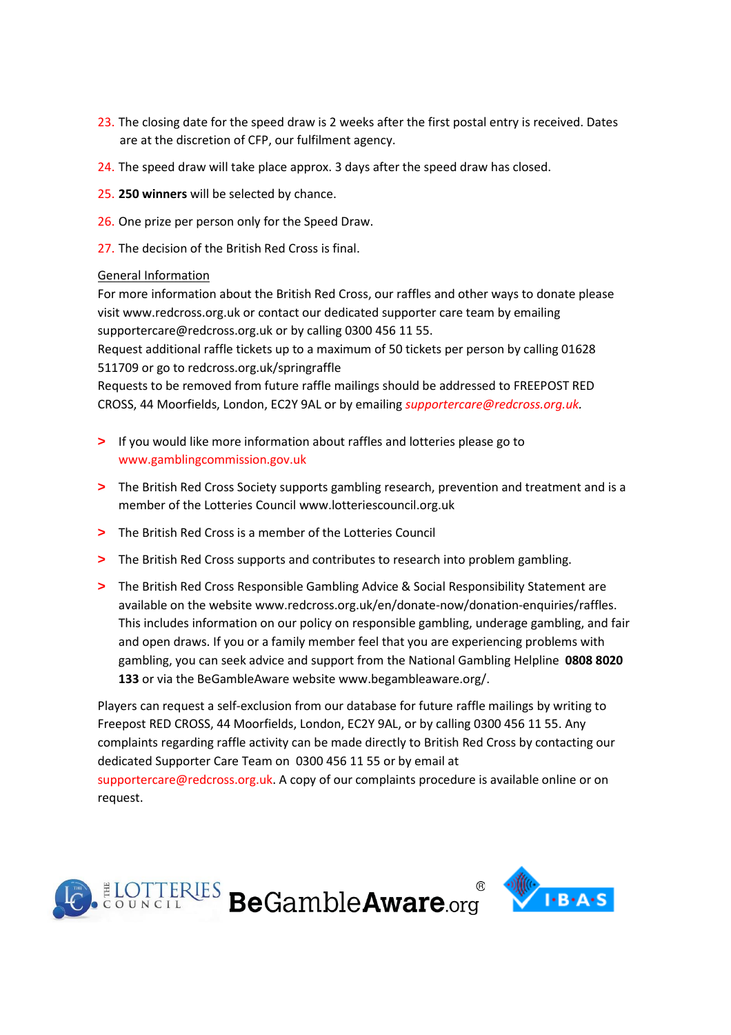23. The closing date for the speed draw is 2 weeks after the first postal entry is received. Dates are at the discretion of CFP, our fulfilment agency.
24. The speed draw will take place approx. 3 days after the speed draw has closed.
25. **250 winners** will be selected by chance.
26. One prize per person only for the Speed Draw.
27. The decision of the British Red Cross is final.

General Information

For more information about the British Red Cross, our raffles and other ways to donate please visit www.redcross.org.uk or contact our dedicated supporter care team by emailing supportercare@redcross.org.uk or by calling 0300 456 11 55.
Request additional raffle tickets up to a maximum of 50 tickets per person by calling 01628 511709 or go to redcross.org.uk/springraffle
Requests to be removed from future raffle mailings should be addressed to FREEPOST RED CROSS, 44 Moorfields, London, EC2Y 9AL or by emailing *supportercare@redcross.org.uk*.

- If you would like more information about raffles and lotteries please go to www.gamblingcommission.gov.uk
- The British Red Cross Society supports gambling research, prevention and treatment and is a member of the Lotteries Council www.lotteriescouncil.org.uk
- The British Red Cross is a member of the Lotteries Council
- The British Red Cross supports and contributes to research into problem gambling.
- The British Red Cross Responsible Gambling Advice & Social Responsibility Statement are available on the website www.redcross.org.uk/en/donate-now/donation-enquiries/raffles. This includes information on our policy on responsible gambling, underage gambling, and fair and open draws. If you or a family member feel that you are experiencing problems with gambling, you can seek advice and support from the National Gambling Helpline **0808 8020 133** or via the BeGambleAware website www.begambleaware.org/.

Players can request a self-exclusion from our database for future raffle mailings by writing to Freepost RED CROSS, 44 Moorfields, London, EC2Y 9AL, or by calling 0300 456 11 55. Any complaints regarding raffle activity can be made directly to British Red Cross by contacting our dedicated Supporter Care Team on 0300 456 11 55 or by email at supportercare@redcross.org.uk. A copy of our complaints procedure is available online or on request.